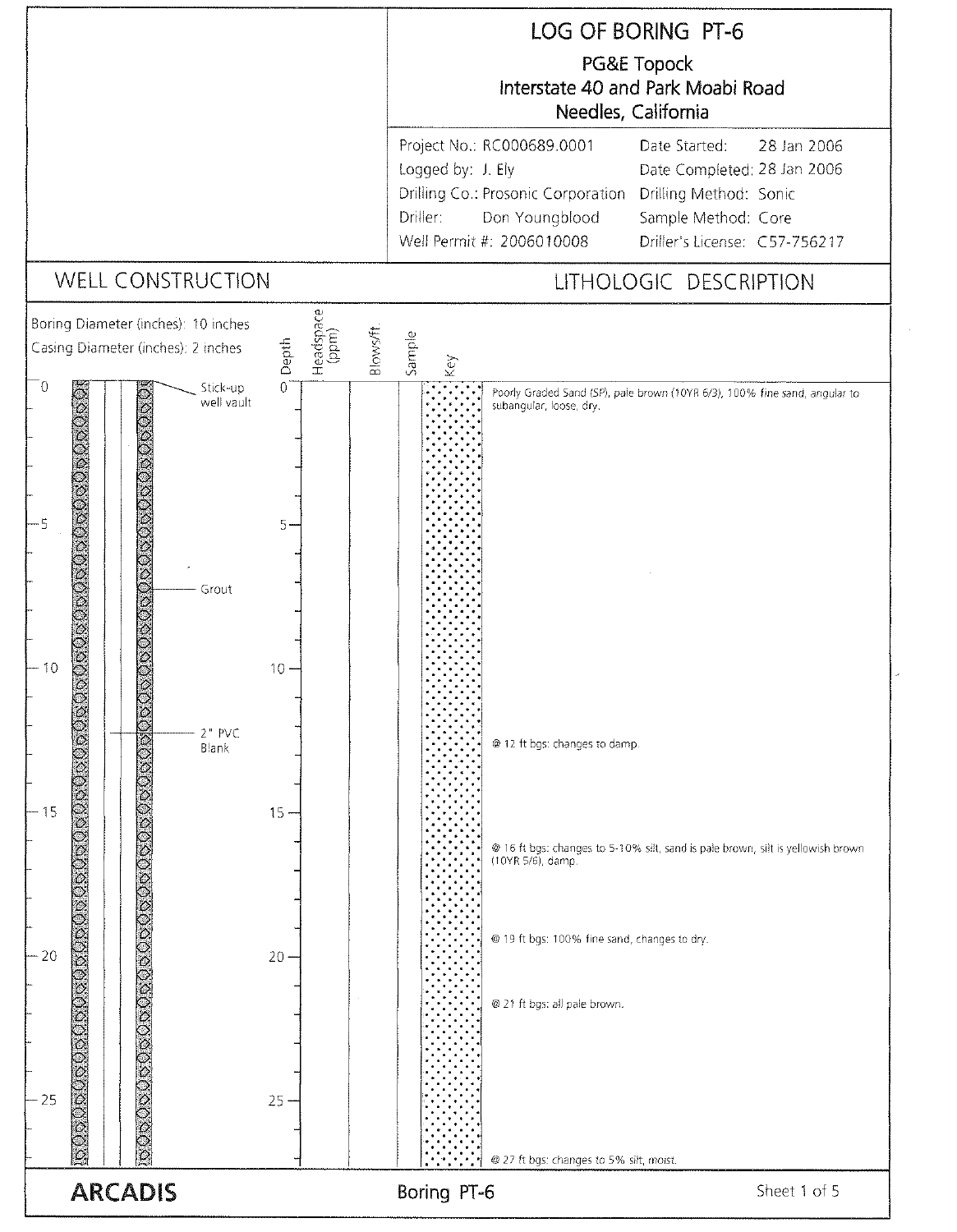# LOG OF BORING PT-6

PG&E Topock
Interstate 40 and Park Moabi Road
Needles, California

| | | | |
|---|---|---|---|
| Project No.: | RC000689.0001 | Date Started: | 28 Jan 2006 |
| Logged by: | J. Ely | Date Completed: | 28 Jan 2006 |
| Drilling Co.: | Prosonic Corporation | Drilling Method: | Sonic |
| Driller: | Don Youngblood | Sample Method: | Core |
| Well Permit #: | 2006010008 | Driller's License: | C57-756217 |

## WELL CONSTRUCTION

Boring Diameter (inches): 10 inches
Casing Diameter (inches): 2 inches

- 0 ft: Stick-up well vault
- Grout
- 2" PVC Blank

## LITHOLOGIC DESCRIPTION

| Depth | Headspace (ppm) | Blows/ft | Sample | Key | Description |
|---|---|---|---|---|---|
| 0 | | | | | Poorly Graded Sand (SP), pale brown (10YR 6/3), 100% fine sand, angular to subangular, loose, dry. |
| 12 | | | | | @ 12 ft bgs: changes to damp. |
| 16 | | | | | @ 16 ft bgs: changes to 5-10% silt, sand is pale brown, silt is yellowish brown (10YR 5/6), damp. |
| 19 | | | | | @ 19 ft bgs: 100% fine sand, changes to dry. |
| 21 | | | | | @ 21 ft bgs: all pale brown. |
| 27 | | | | | @ 27 ft bgs: changes to 5% silt, moist. |

ARCADIS

Boring PT-6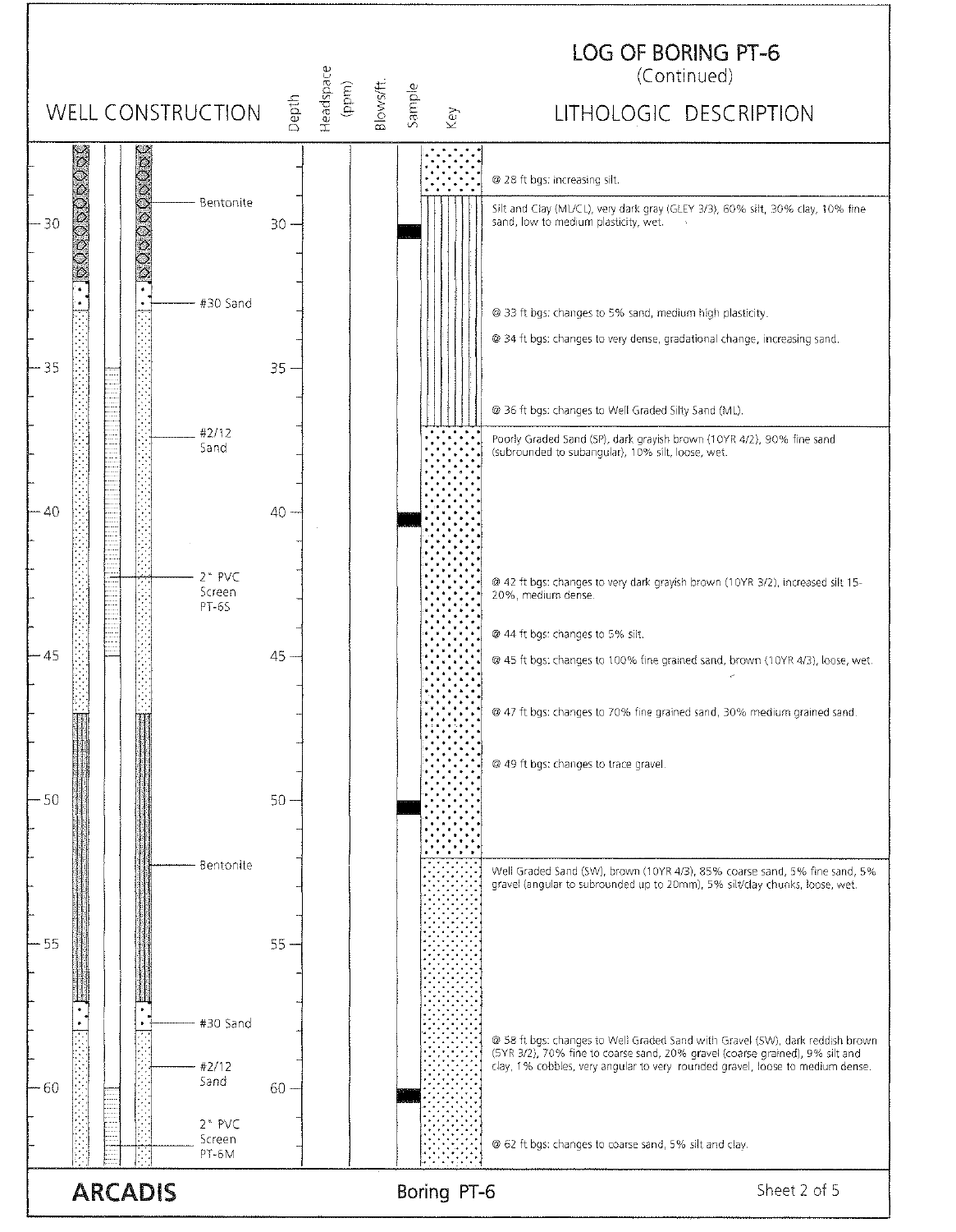# LOG OF BORING PT-6
(Continued)

| WELL CONSTRUCTION | Depth | Headspace (ppm) | Blows/ft. | Sample | Key | LITHOLOGIC DESCRIPTION |
|---|---|---|---|---|---|---|
| | | | | | | @ 28 ft bgs: increasing silt. |
| Bentonite | 30 | | | ■ | | Silt and Clay (ML/CL), very dark gray (GLEY 3/3), 60% silt, 30% clay, 10% fine sand, low to medium plasticity, wet. |
| #30 Sand | | | | | | @ 33 ft bgs: changes to 5% sand, medium high plasticity. |
| | | | | | | @ 34 ft bgs: changes to very dense, gradational change, increasing sand. |
| | 35 | | | | | @ 36 ft bgs: changes to Well Graded Silty Sand (ML). |
| #2/12 Sand | | | | | | Poorly Graded Sand (SP), dark grayish brown (10YR 4/2), 90% fine sand (subrounded to subangular), 10% silt, loose, wet. |
| | 40 | | | ■ | | |
| 2" PVC Screen PT-6S | | | | | | @ 42 ft bgs: changes to very dark grayish brown (10YR 3/2), increased silt 15-20%, medium dense. |
| | | | | | | @ 44 ft bgs: changes to 5% silt. |
| | 45 | | | | | @ 45 ft bgs: changes to 100% fine grained sand, brown (10YR 4/3), loose, wet. |
| | | | | | | @ 47 ft bgs: changes to 70% fine grained sand, 30% medium grained sand. |
| | | | | | | @ 49 ft bgs: changes to trace gravel. |
| | 50 | | | ■ | | |
| Bentonite | | | | | | Well Graded Sand (SW), brown (10YR 4/3), 85% coarse sand, 5% fine sand, 5% gravel (angular to subrounded up to 20mm), 5% silt/clay chunks, loose, wet. |
| | 55 | | | | | |
| #30 Sand | | | | | | @ 58 ft bgs: changes to Well Graded Sand with Gravel (SW), dark reddish brown (5YR 3/2), 70% fine to coarse sand, 20% gravel (coarse grained), 9% silt and clay, 1% cobbles, very angular to very rounded gravel, loose to medium dense. |
| #2/12 Sand | 60 | | | ■ | | |
| 2" PVC Screen PT-6M | | | | | | @ 62 ft bgs: changes to coarse sand, 5% silt and clay. |

ARCADIS — Boring PT-6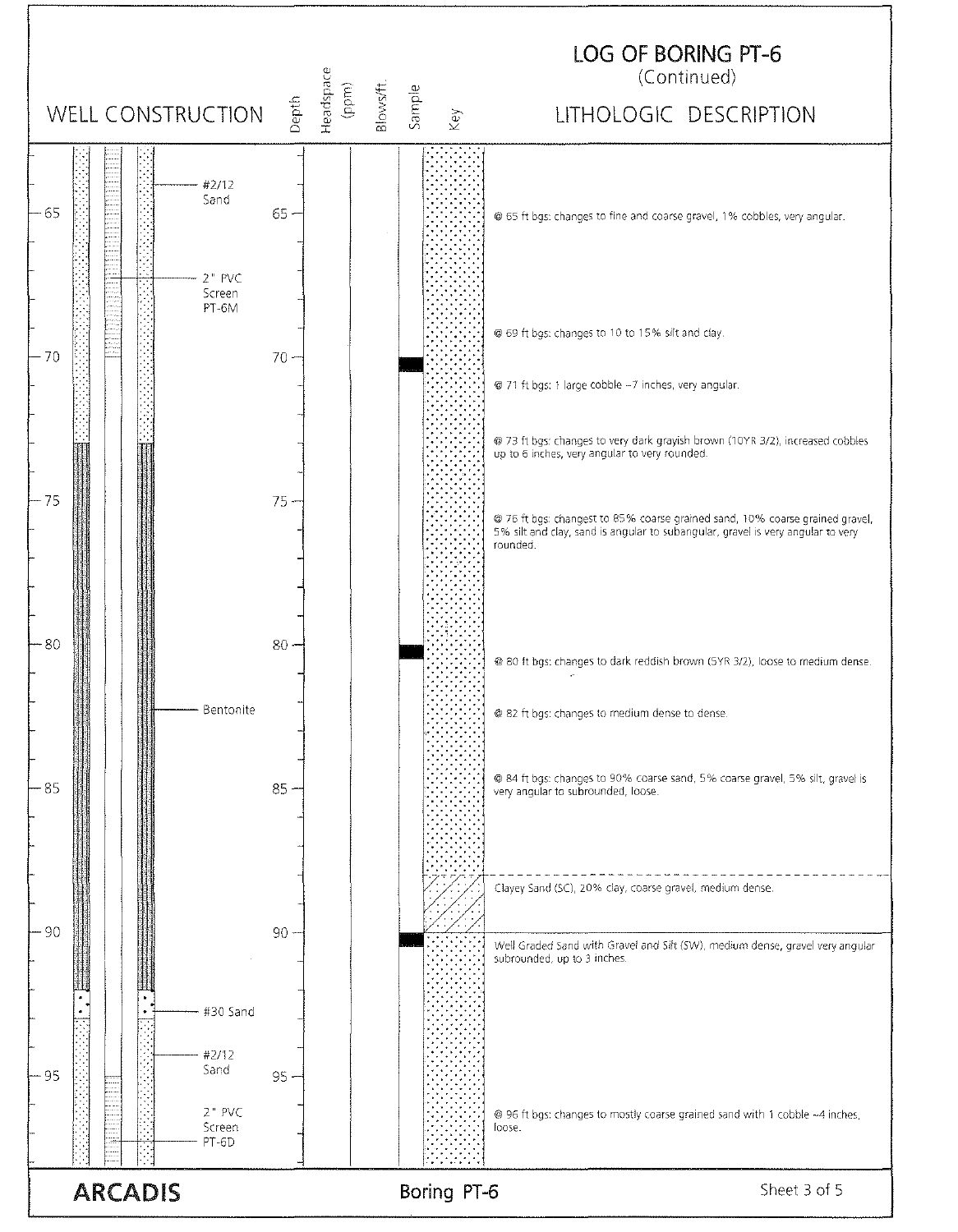# LOG OF BORING PT-6
(Continued)

**WELL CONSTRUCTION** | Depth | Headspace (ppm) | Blows/ft. | Sample | Key | **LITHOLOGIC DESCRIPTION**

## Well Construction

| Label | Interval (ft) |
|---|---|
| #2/12 Sand | ~63 – 73 |
| 2" PVC Screen PT-6M | ~63 – 70 |
| Bentonite | ~73 – 92 |
| #30 Sand | ~92 – 93 |
| #2/12 Sand | ~93 – 98 |
| 2" PVC Screen PT-6D | ~95 – 98 |

## Lithologic Description

| Depth (ft) | Description |
|---|---|
| 65 | @ 65 ft bgs: changes to fine and coarse gravel, 1% cobbles, very angular. |
| 69 | @ 69 ft bgs: changes to 10 to 15% silt and clay. |
| 71 | @ 71 ft bgs: 1 large cobble ~7 inches, very angular. |
| 73 | @ 73 ft bgs: changes to very dark grayish brown (10YR 3/2), increased cobbles up to 6 inches, very angular to very rounded. |
| 76 | @ 76 ft bgs: changest to 85% coarse grained sand, 10% coarse grained gravel, 5% silt and clay, sand is angular to subangular, gravel is very angular to very rounded. |
| 80 | @ 80 ft bgs: changes to dark reddish brown (5YR 3/2), loose to medium dense. |
| 82 | @ 82 ft bgs: changes to medium dense to dense. |
| 84 | @ 84 ft bgs: changes to 90% coarse sand, 5% coarse gravel, 5% silt, gravel is very angular to subrounded, loose. |
| 88 | Clayey Sand (SC), 20% clay, coarse gravel, medium dense. |
| 90 | Well Graded Sand with Gravel and Silt (SW), medium dense, gravel very angular subrounded, up to 3 inches. |
| 96 | @ 96 ft bgs: changes to mostly coarse grained sand with 1 cobble ~4 inches, loose. |

Samples collected at approximately 70, 80, and 90 ft.

ARCADIS

Boring PT-6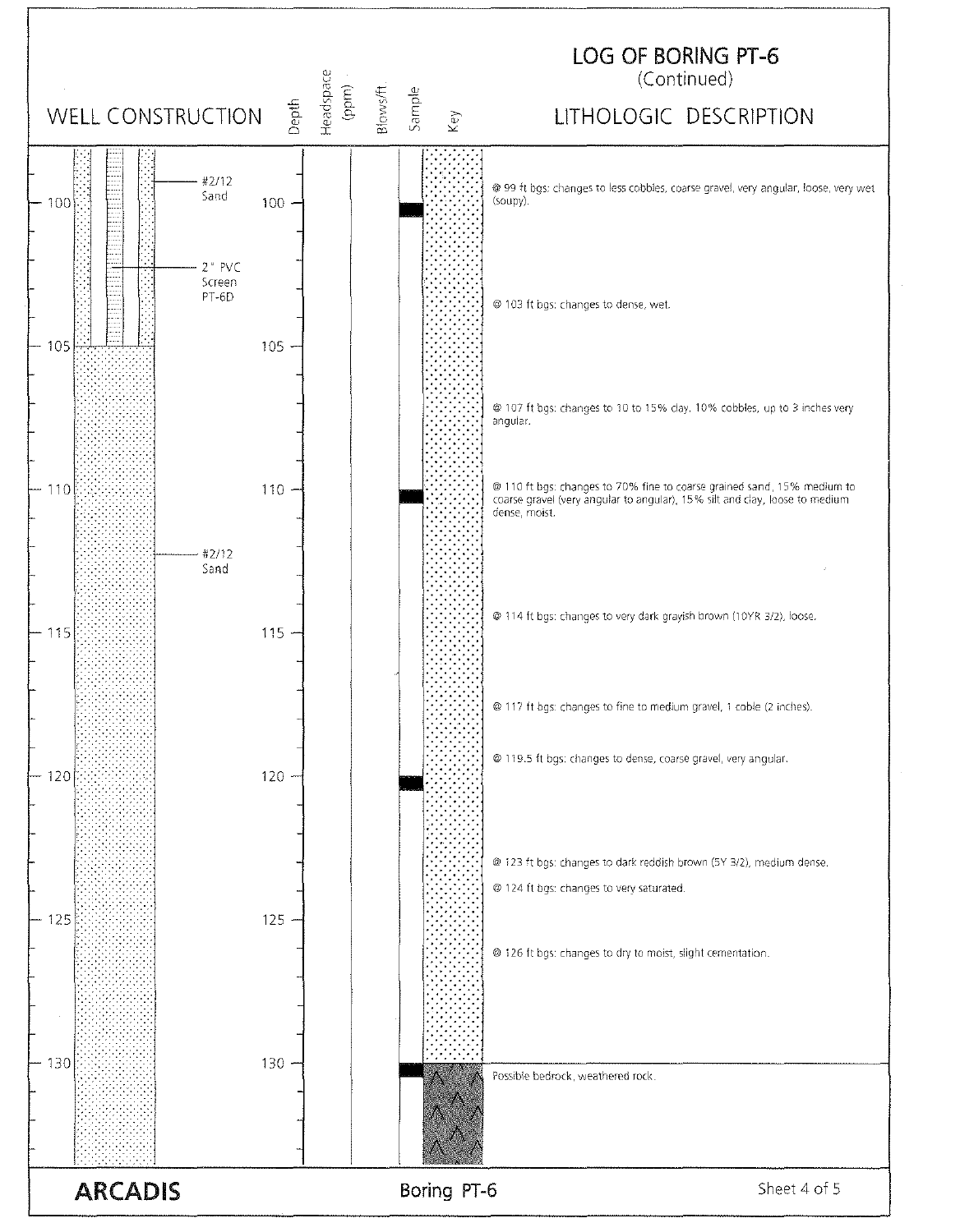# LOG OF BORING PT-6
(Continued)

| WELL CONSTRUCTION | Depth | Headspace (ppm) | Blows/ft | Sample | Key | LITHOLOGIC DESCRIPTION |
|---|---|---|---|---|---|---|
| #2/12 Sand | | | | | | |
| | 100 | | | ■ | | @ 99 ft bgs: changes to less cobbles, coarse gravel, very angular, loose, very wet (soupy). |
| 2" PVC Screen PT-6D | | | | | | |
| | | | | | | @ 103 ft bgs: changes to dense, wet. |
| | 105 | | | | | |
| | | | | | | @ 107 ft bgs: changes to 10 to 15% clay, 10% cobbles, up to 3 inches very angular. |
| | 110 | | | ■ | | @ 110 ft bgs: changes to 70% fine to coarse grained sand, 15% medium to coarse gravel (very angular to angular), 15% silt and clay, loose to medium dense, moist. |
| #2/12 Sand | | | | | | |
| | | | | | | @ 114 ft bgs: changes to very dark grayish brown (10YR 3/2), loose. |
| | 115 | | | | | |
| | | | | | | @ 117 ft bgs: changes to fine to medium gravel, 1 coble (2 inches). |
| | | | | | | @ 119.5 ft bgs: changes to dense, coarse gravel, very angular. |
| | 120 | | | ■ | | |
| | | | | | | @ 123 ft bgs: changes to dark reddish brown (5Y 3/2), medium dense. |
| | | | | | | @ 124 ft bgs: changes to very saturated. |
| | 125 | | | | | |
| | | | | | | @ 126 ft bgs: changes to dry to moist, slight cementation. |
| | 130 | | | ■ | | Possible bedrock, weathered rock. |

ARCADIS — Boring PT-6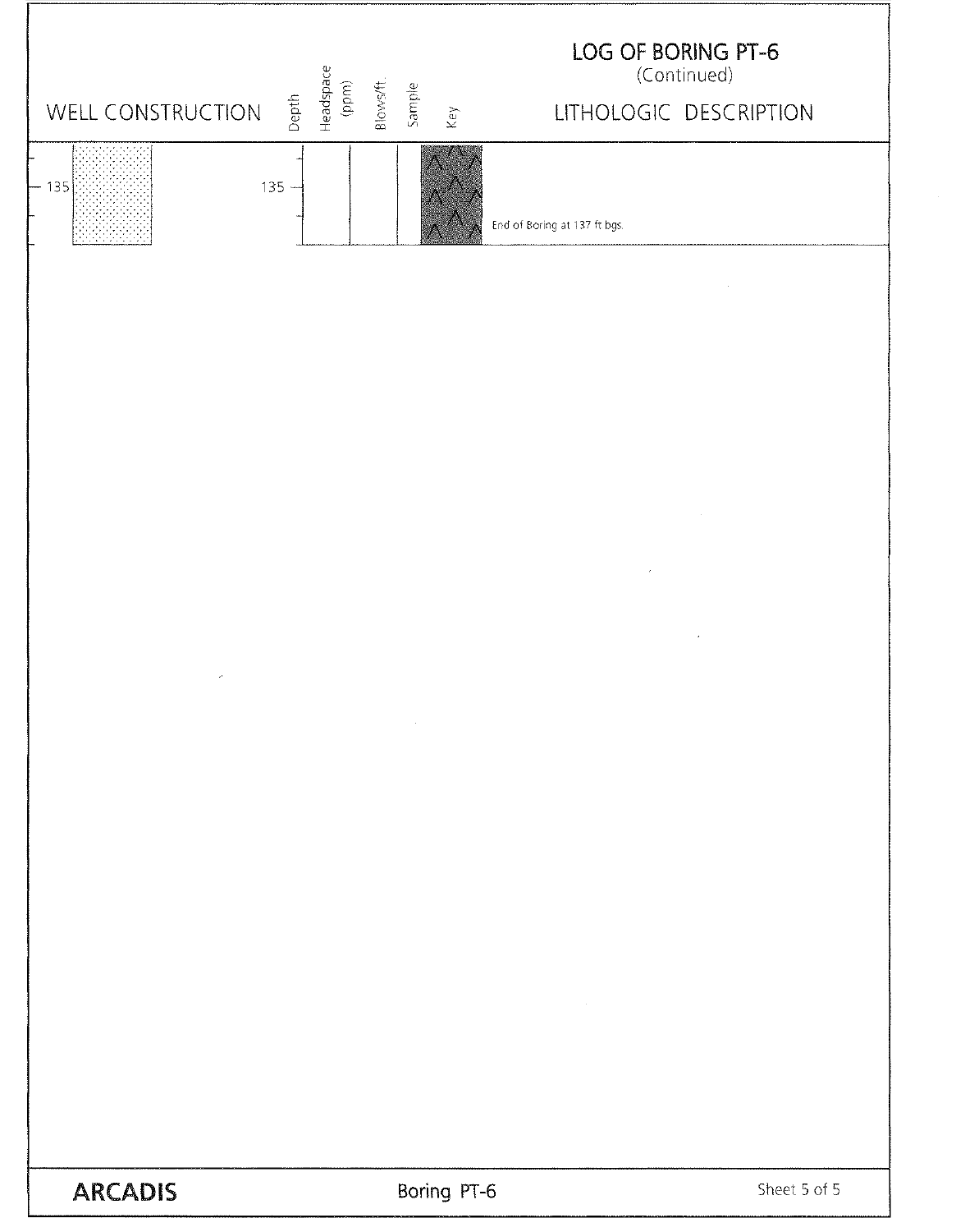# LOG OF BORING PT-6

(Continued)

| WELL CONSTRUCTION | Depth | Headspace (ppm) | Blows/ft. | Sample | Key | LITHOLOGIC DESCRIPTION |
|---|---|---|---|---|---|---|
| 135 | 135 | | | | | End of Boring at 137 ft bgs. |

ARCADIS

Boring PT-6